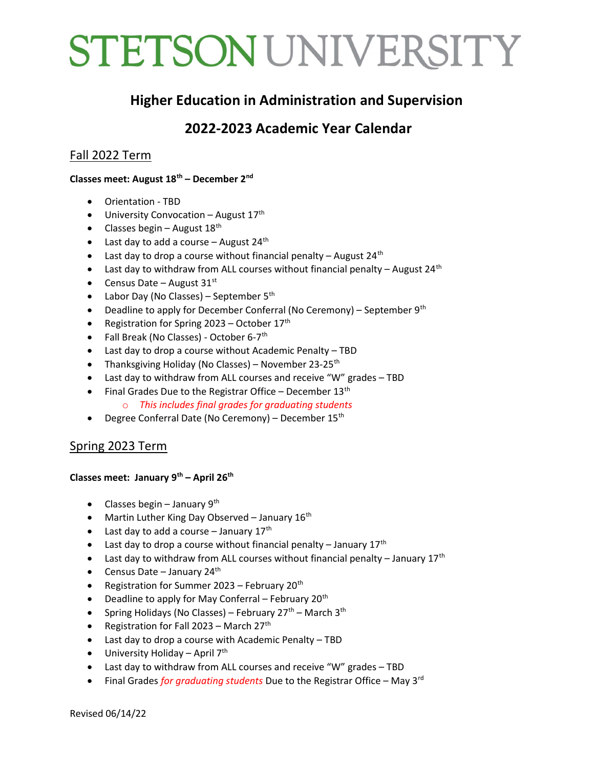# STETSON UNIVERSITY

## Higher Education in Administration and Supervision

## 2022-2023 Academic Year Calendar

### Fall 2022 Term

**Classes meet: August 18th – December 2nd**

- Orientation - TBD
- University Convocation – August 17th
- Classes begin – August 18th
- Last day to add a course – August 24th
- Last day to drop a course without financial penalty – August 24th
- Last day to withdraw from ALL courses without financial penalty – August 24th
- Census Date – August 31st
- Labor Day (No Classes) – September 5th
- Deadline to apply for December Conferral (No Ceremony) – September 9th
- Registration for Spring 2023 – October 17th
- Fall Break (No Classes) - October 6-7th
- Last day to drop a course without Academic Penalty – TBD
- Thanksgiving Holiday (No Classes) – November 23-25th
- Last day to withdraw from ALL courses and receive "W" grades – TBD
- Final Grades Due to the Registrar Office – December 13th
  - *This includes final grades for graduating students*
- Degree Conferral Date (No Ceremony) – December 15th

### Spring 2023 Term

**Classes meet: January 9th – April 26th**

- Classes begin – January 9th
- Martin Luther King Day Observed – January 16th
- Last day to add a course – January 17th
- Last day to drop a course without financial penalty – January 17th
- Last day to withdraw from ALL courses without financial penalty – January 17th
- Census Date – January 24th
- Registration for Summer 2023 – February 20th
- Deadline to apply for May Conferral – February 20th
- Spring Holidays (No Classes) – February 27th – March 3rd
- Registration for Fall 2023 – March 27th
- Last day to drop a course with Academic Penalty – TBD
- University Holiday – April 7th
- Last day to withdraw from ALL courses and receive "W" grades – TBD
- Final Grades *for graduating students* Due to the Registrar Office – May 3rd

Revised 06/14/22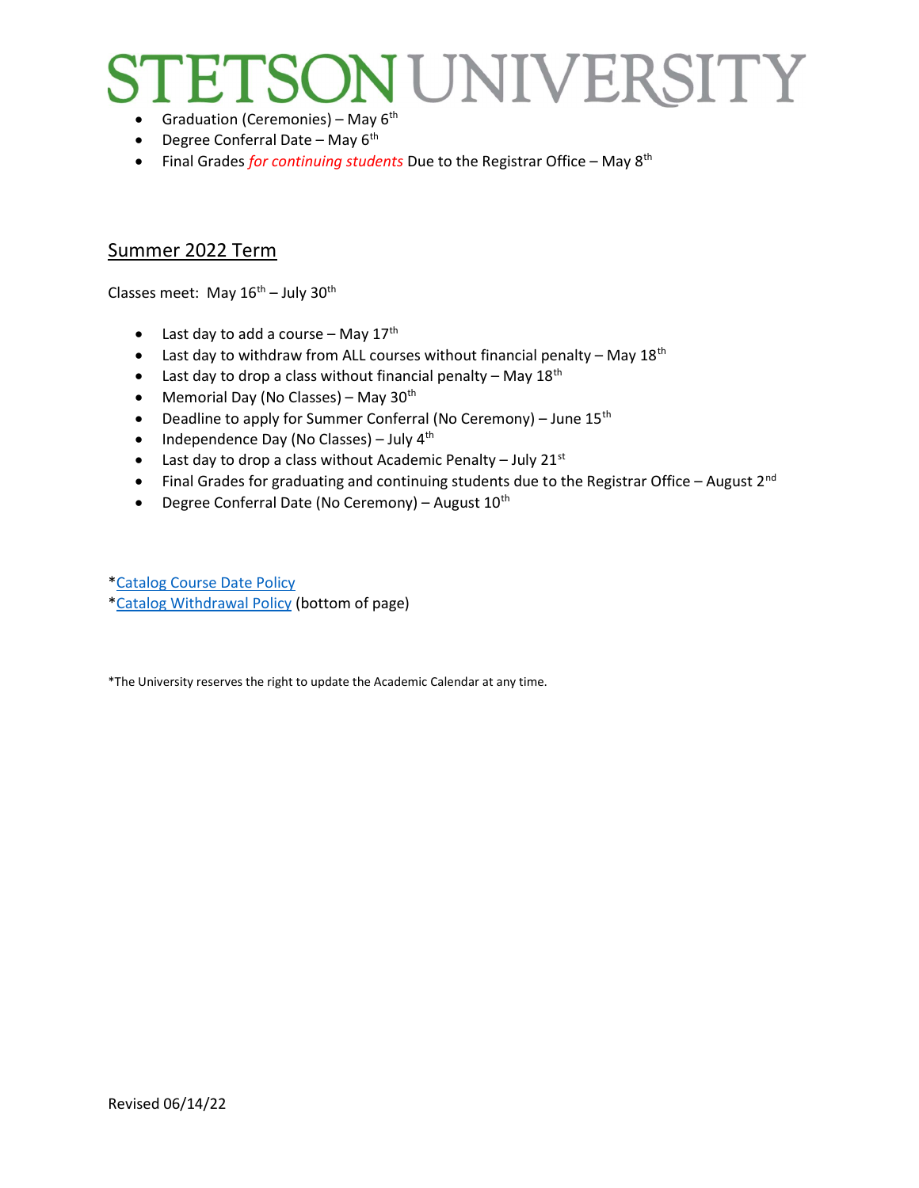- Graduation (Ceremonies) – May 6th
- Degree Conferral Date – May 6th
- Final Grades *for continuing students* Due to the Registrar Office – May 8th

## Summer 2022 Term

Classes meet: May 16th – July 30th

- Last day to add a course – May 17th
- Last day to withdraw from ALL courses without financial penalty – May 18th
- Last day to drop a class without financial penalty – May 18th
- Memorial Day (No Classes) – May 30th
- Deadline to apply for Summer Conferral (No Ceremony) – June 15th
- Independence Day (No Classes) – July 4th
- Last day to drop a class without Academic Penalty – July 21st
- Final Grades for graduating and continuing students due to the Registrar Office – August 2nd
- Degree Conferral Date (No Ceremony) – August 10th

*Catalog Course Date Policy
*Catalog Withdrawal Policy (bottom of page)

*The University reserves the right to update the Academic Calendar at any time.

Revised 06/14/22